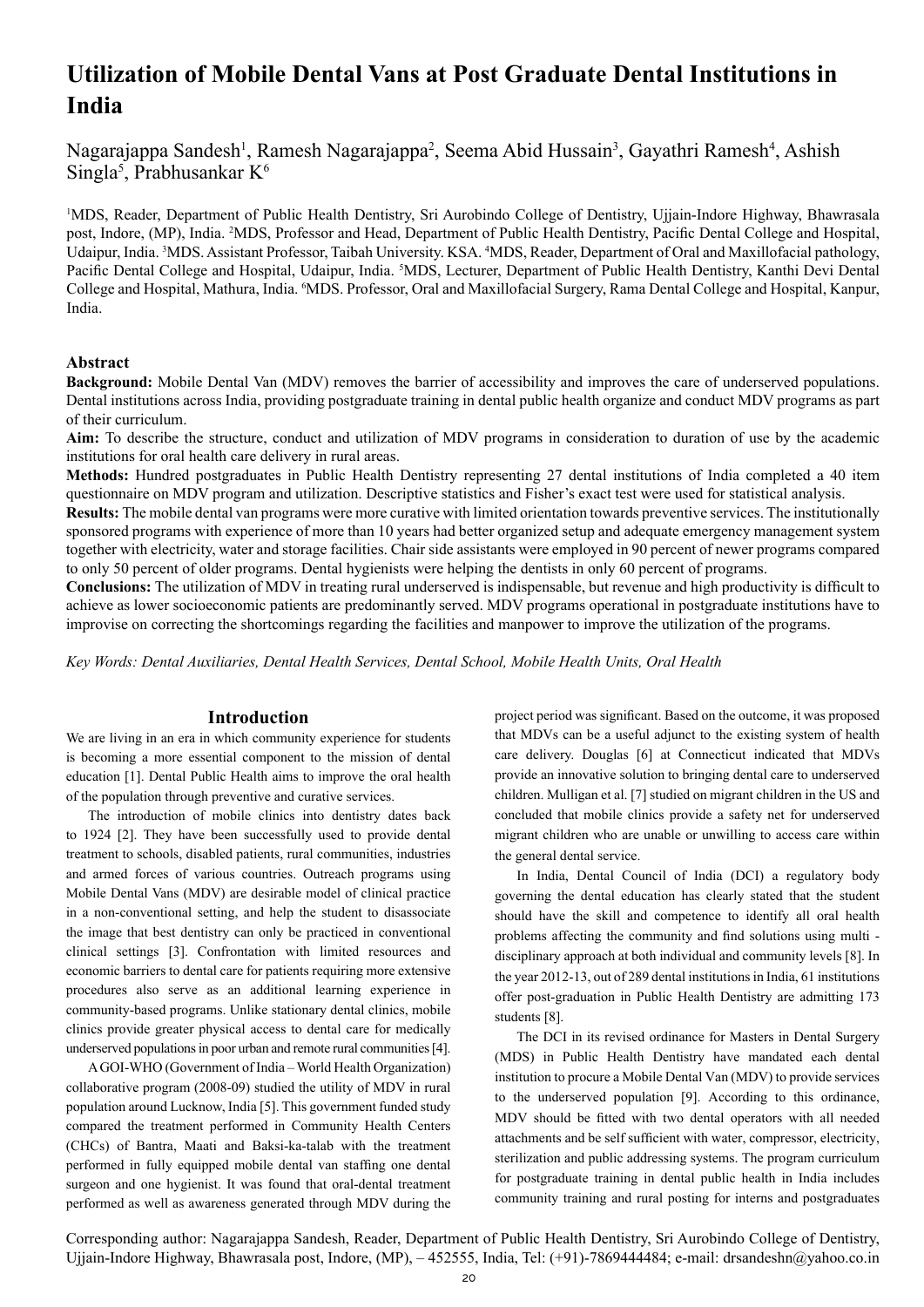# Utilization of Mobile Dental Vans at Post Graduate Dental Institutions in India

Nagarajappa Sandesh[1], Ramesh Nagarajappa[2], Seema Abid Hussain[3], Gayathri Ramesh[4], Ashish Singla[5], Prabhusankar K[6]

[1]MDS, Reader, Department of Public Health Dentistry, Sri Aurobindo College of Dentistry, Ujjain-Indore Highway, Bhawrasala post, Indore, (MP), India. [2]MDS, Professor and Head, Department of Public Health Dentistry, Pacific Dental College and Hospital, Udaipur, India. [3]MDS. Assistant Professor, Taibah University. KSA. [4]MDS, Reader, Department of Oral and Maxillofacial pathology, Pacific Dental College and Hospital, Udaipur, India. [5]MDS, Lecturer, Department of Public Health Dentistry, Kanthi Devi Dental College and Hospital, Mathura, India. [6]MDS. Professor, Oral and Maxillofacial Surgery, Rama Dental College and Hospital, Kanpur, India.

### Abstract

**Background:** Mobile Dental Van (MDV) removes the barrier of accessibility and improves the care of underserved populations. Dental institutions across India, providing postgraduate training in dental public health organize and conduct MDV programs as part of their curriculum.

**Aim:** To describe the structure, conduct and utilization of MDV programs in consideration to duration of use by the academic institutions for oral health care delivery in rural areas.

**Methods:** Hundred postgraduates in Public Health Dentistry representing 27 dental institutions of India completed a 40 item questionnaire on MDV program and utilization. Descriptive statistics and Fisher's exact test were used for statistical analysis.

**Results:** The mobile dental van programs were more curative with limited orientation towards preventive services. The institutionally sponsored programs with experience of more than 10 years had better organized setup and adequate emergency management system together with electricity, water and storage facilities. Chair side assistants were employed in 90 percent of newer programs compared to only 50 percent of older programs. Dental hygienists were helping the dentists in only 60 percent of programs.

**Conclusions:** The utilization of MDV in treating rural underserved is indispensable, but revenue and high productivity is difficult to achieve as lower socioeconomic patients are predominantly served. MDV programs operational in postgraduate institutions have to improvise on correcting the shortcomings regarding the facilities and manpower to improve the utilization of the programs.

*Key Words: Dental Auxiliaries, Dental Health Services, Dental School, Mobile Health Units, Oral Health*

## Introduction

We are living in an era in which community experience for students is becoming a more essential component to the mission of dental education [1]. Dental Public Health aims to improve the oral health of the population through preventive and curative services.

The introduction of mobile clinics into dentistry dates back to 1924 [2]. They have been successfully used to provide dental treatment to schools, disabled patients, rural communities, industries and armed forces of various countries. Outreach programs using Mobile Dental Vans (MDV) are desirable model of clinical practice in a non-conventional setting, and help the student to disassociate the image that best dentistry can only be practiced in conventional clinical settings [3]. Confrontation with limited resources and economic barriers to dental care for patients requiring more extensive procedures also serve as an additional learning experience in community-based programs. Unlike stationary dental clinics, mobile clinics provide greater physical access to dental care for medically underserved populations in poor urban and remote rural communities [4].

A GOI-WHO (Government of India – World Health Organization) collaborative program (2008-09) studied the utility of MDV in rural population around Lucknow, India [5]. This government funded study compared the treatment performed in Community Health Centers (CHCs) of Bantra, Maati and Baksi-ka-talab with the treatment performed in fully equipped mobile dental van staffing one dental surgeon and one hygienist. It was found that oral-dental treatment performed as well as awareness generated through MDV during the project period was significant. Based on the outcome, it was proposed that MDVs can be a useful adjunct to the existing system of health care delivery. Douglas [6] at Connecticut indicated that MDVs provide an innovative solution to bringing dental care to underserved children. Mulligan et al. [7] studied on migrant children in the US and concluded that mobile clinics provide a safety net for underserved migrant children who are unable or unwilling to access care within the general dental service.

In India, Dental Council of India (DCI) a regulatory body governing the dental education has clearly stated that the student should have the skill and competence to identify all oral health problems affecting the community and find solutions using multi - disciplinary approach at both individual and community levels [8]. In the year 2012-13, out of 289 dental institutions in India, 61 institutions offer post-graduation in Public Health Dentistry are admitting 173 students [8].

The DCI in its revised ordinance for Masters in Dental Surgery (MDS) in Public Health Dentistry have mandated each dental institution to procure a Mobile Dental Van (MDV) to provide services to the underserved population [9]. According to this ordinance, MDV should be fitted with two dental operators with all needed attachments and be self sufficient with water, compressor, electricity, sterilization and public addressing systems. The program curriculum for postgraduate training in dental public health in India includes community training and rural posting for interns and postgraduates

Corresponding author: Nagarajappa Sandesh, Reader, Department of Public Health Dentistry, Sri Aurobindo College of Dentistry, Ujjain-Indore Highway, Bhawrasala post, Indore, (MP), – 452555, India, Tel: (+91)-7869444484; e-mail: drsandeshn@yahoo.co.in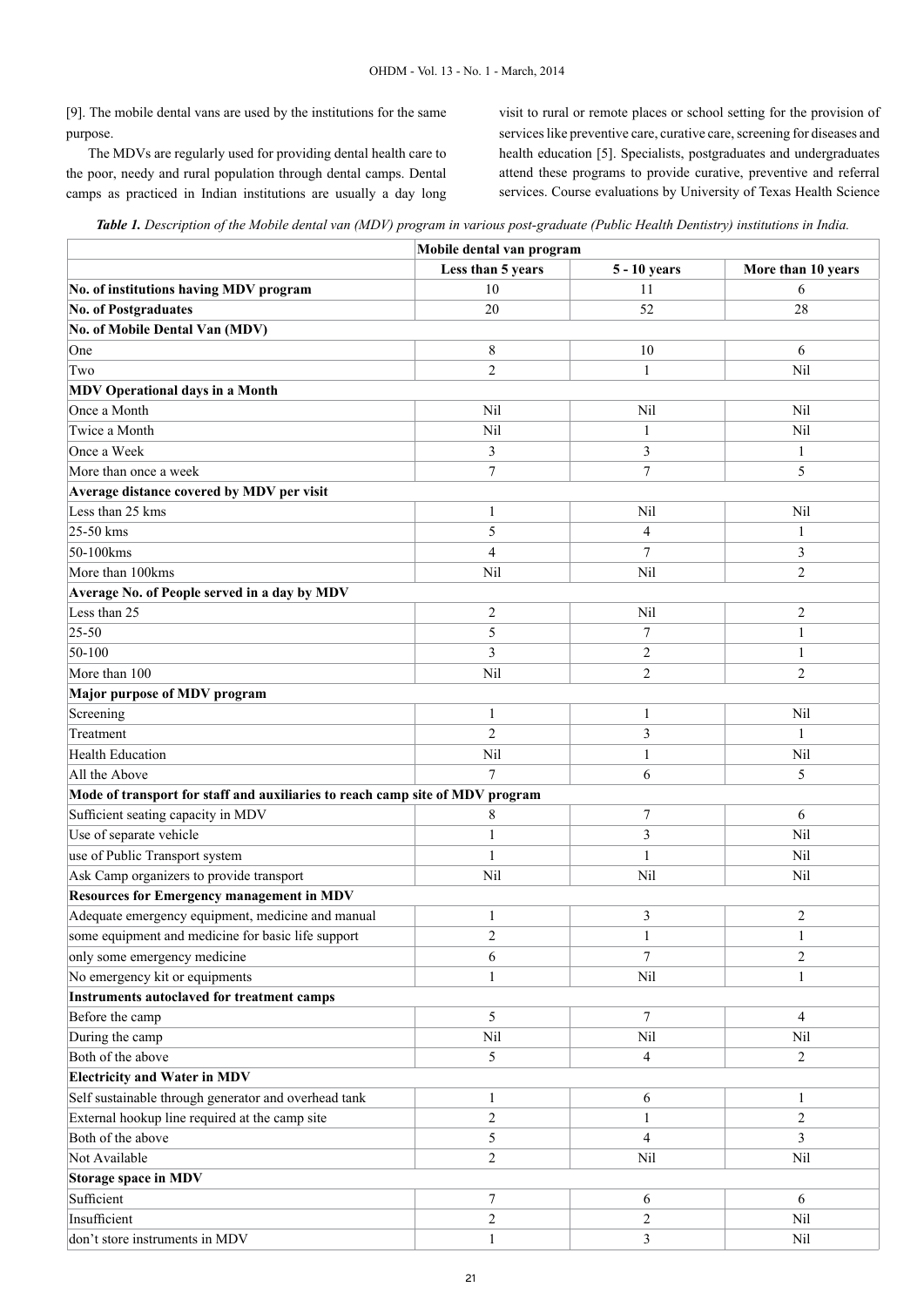[9]. The mobile dental vans are used by the institutions for the same purpose.

The MDVs are regularly used for providing dental health care to the poor, needy and rural population through dental camps. Dental camps as practiced in Indian institutions are usually a day long visit to rural or remote places or school setting for the provision of services like preventive care, curative care, screening for diseases and health education [5]. Specialists, postgraduates and undergraduates attend these programs to provide curative, preventive and referral services. Course evaluations by University of Texas Health Science

***Table 1.*** *Description of the Mobile dental van (MDV) program in various post-graduate (Public Health Dentistry) institutions in India.*

| | Mobile dental van program | | |
|---|---|---|---|
| | **Less than 5 years** | **5 - 10 years** | **More than 10 years** |
| **No. of institutions having MDV program** | 10 | 11 | 6 |
| **No. of Postgraduates** | 20 | 52 | 28 |
| **No. of Mobile Dental Van (MDV)** | | | |
| One | 8 | 10 | 6 |
| Two | 2 | 1 | Nil |
| **MDV Operational days in a Month** | | | |
| Once a Month | Nil | Nil | Nil |
| Twice a Month | Nil | 1 | Nil |
| Once a Week | 3 | 3 | 1 |
| More than once a week | 7 | 7 | 5 |
| **Average distance covered by MDV per visit** | | | |
| Less than 25 kms | 1 | Nil | Nil |
| 25-50 kms | 5 | 4 | 1 |
| 50-100kms | 4 | 7 | 3 |
| More than 100kms | Nil | Nil | 2 |
| **Average No. of People served in a day by MDV** | | | |
| Less than 25 | 2 | Nil | 2 |
| 25-50 | 5 | 7 | 1 |
| 50-100 | 3 | 2 | 1 |
| More than 100 | Nil | 2 | 2 |
| **Major purpose of MDV program** | | | |
| Screening | 1 | 1 | Nil |
| Treatment | 2 | 3 | 1 |
| Health Education | Nil | 1 | Nil |
| All the Above | 7 | 6 | 5 |
| **Mode of transport for staff and auxiliaries to reach camp site of MDV program** | | | |
| Sufficient seating capacity in MDV | 8 | 7 | 6 |
| Use of separate vehicle | 1 | 3 | Nil |
| use of Public Transport system | 1 | 1 | Nil |
| Ask Camp organizers to provide transport | Nil | Nil | Nil |
| **Resources for Emergency management in MDV** | | | |
| Adequate emergency equipment, medicine and manual | 1 | 3 | 2 |
| some equipment and medicine for basic life support | 2 | 1 | 1 |
| only some emergency medicine | 6 | 7 | 2 |
| No emergency kit or equipments | 1 | Nil | 1 |
| **Instruments autoclaved for treatment camps** | | | |
| Before the camp | 5 | 7 | 4 |
| During the camp | Nil | Nil | Nil |
| Both of the above | 5 | 4 | 2 |
| **Electricity and Water in MDV** | | | |
| Self sustainable through generator and overhead tank | 1 | 6 | 1 |
| External hookup line required at the camp site | 2 | 1 | 2 |
| Both of the above | 5 | 4 | 3 |
| Not Available | 2 | Nil | Nil |
| **Storage space in MDV** | | | |
| Sufficient | 7 | 6 | 6 |
| Insufficient | 2 | 2 | Nil |
| don't store instruments in MDV | 1 | 3 | Nil |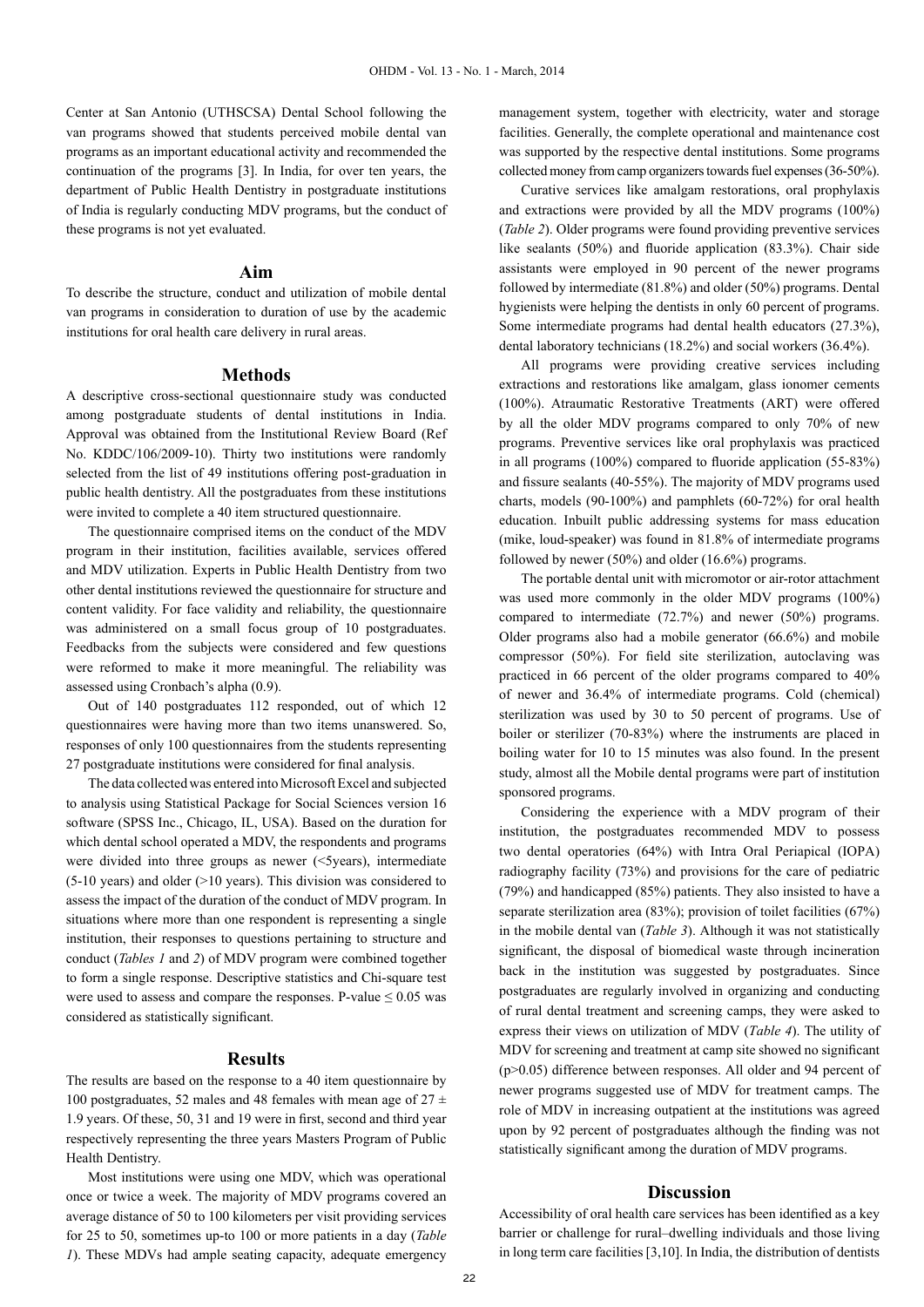Center at San Antonio (UTHSCSA) Dental School following the van programs showed that students perceived mobile dental van programs as an important educational activity and recommended the continuation of the programs [3]. In India, for over ten years, the department of Public Health Dentistry in postgraduate institutions of India is regularly conducting MDV programs, but the conduct of these programs is not yet evaluated.

## Aim

To describe the structure, conduct and utilization of mobile dental van programs in consideration to duration of use by the academic institutions for oral health care delivery in rural areas.

## Methods

A descriptive cross-sectional questionnaire study was conducted among postgraduate students of dental institutions in India. Approval was obtained from the Institutional Review Board (Ref No. KDDC/106/2009-10). Thirty two institutions were randomly selected from the list of 49 institutions offering post-graduation in public health dentistry. All the postgraduates from these institutions were invited to complete a 40 item structured questionnaire.

The questionnaire comprised items on the conduct of the MDV program in their institution, facilities available, services offered and MDV utilization. Experts in Public Health Dentistry from two other dental institutions reviewed the questionnaire for structure and content validity. For face validity and reliability, the questionnaire was administered on a small focus group of 10 postgraduates. Feedbacks from the subjects were considered and few questions were reformed to make it more meaningful. The reliability was assessed using Cronbach's alpha (0.9).

Out of 140 postgraduates 112 responded, out of which 12 questionnaires were having more than two items unanswered. So, responses of only 100 questionnaires from the students representing 27 postgraduate institutions were considered for final analysis.

The data collected was entered into Microsoft Excel and subjected to analysis using Statistical Package for Social Sciences version 16 software (SPSS Inc., Chicago, IL, USA). Based on the duration for which dental school operated a MDV, the respondents and programs were divided into three groups as newer (<5years), intermediate (5-10 years) and older (>10 years). This division was considered to assess the impact of the duration of the conduct of MDV program. In situations where more than one respondent is representing a single institution, their responses to questions pertaining to structure and conduct (*Tables 1* and *2*) of MDV program were combined together to form a single response. Descriptive statistics and Chi-square test were used to assess and compare the responses. P-value ≤ 0.05 was considered as statistically significant.

## Results

The results are based on the response to a 40 item questionnaire by 100 postgraduates, 52 males and 48 females with mean age of 27 ± 1.9 years. Of these, 50, 31 and 19 were in first, second and third year respectively representing the three years Masters Program of Public Health Dentistry.

Most institutions were using one MDV, which was operational once or twice a week. The majority of MDV programs covered an average distance of 50 to 100 kilometers per visit providing services for 25 to 50, sometimes up-to 100 or more patients in a day (*Table 1*). These MDVs had ample seating capacity, adequate emergency management system, together with electricity, water and storage facilities. Generally, the complete operational and maintenance cost was supported by the respective dental institutions. Some programs collected money from camp organizers towards fuel expenses (36-50%).

Curative services like amalgam restorations, oral prophylaxis and extractions were provided by all the MDV programs (100%) (*Table 2*). Older programs were found providing preventive services like sealants (50%) and fluoride application (83.3%). Chair side assistants were employed in 90 percent of the newer programs followed by intermediate (81.8%) and older (50%) programs. Dental hygienists were helping the dentists in only 60 percent of programs. Some intermediate programs had dental health educators (27.3%), dental laboratory technicians (18.2%) and social workers (36.4%).

All programs were providing creative services including extractions and restorations like amalgam, glass ionomer cements (100%). Atraumatic Restorative Treatments (ART) were offered by all the older MDV programs compared to only 70% of new programs. Preventive services like oral prophylaxis was practiced in all programs (100%) compared to fluoride application (55-83%) and fissure sealants (40-55%). The majority of MDV programs used charts, models (90-100%) and pamphlets (60-72%) for oral health education. Inbuilt public addressing systems for mass education (mike, loud-speaker) was found in 81.8% of intermediate programs followed by newer (50%) and older (16.6%) programs.

The portable dental unit with micromotor or air-rotor attachment was used more commonly in the older MDV programs (100%) compared to intermediate (72.7%) and newer (50%) programs. Older programs also had a mobile generator (66.6%) and mobile compressor (50%). For field site sterilization, autoclaving was practiced in 66 percent of the older programs compared to 40% of newer and 36.4% of intermediate programs. Cold (chemical) sterilization was used by 30 to 50 percent of programs. Use of boiler or sterilizer (70-83%) where the instruments are placed in boiling water for 10 to 15 minutes was also found. In the present study, almost all the Mobile dental programs were part of institution sponsored programs.

Considering the experience with a MDV program of their institution, the postgraduates recommended MDV to possess two dental operatories (64%) with Intra Oral Periapical (IOPA) radiography facility (73%) and provisions for the care of pediatric (79%) and handicapped (85%) patients. They also insisted to have a separate sterilization area (83%); provision of toilet facilities (67%) in the mobile dental van (*Table 3*). Although it was not statistically significant, the disposal of biomedical waste through incineration back in the institution was suggested by postgraduates. Since postgraduates are regularly involved in organizing and conducting of rural dental treatment and screening camps, they were asked to express their views on utilization of MDV (*Table 4*). The utility of MDV for screening and treatment at camp site showed no significant (p>0.05) difference between responses. All older and 94 percent of newer programs suggested use of MDV for treatment camps. The role of MDV in increasing outpatient at the institutions was agreed upon by 92 percent of postgraduates although the finding was not statistically significant among the duration of MDV programs.

## Discussion

Accessibility of oral health care services has been identified as a key barrier or challenge for rural–dwelling individuals and those living in long term care facilities [3,10]. In India, the distribution of dentists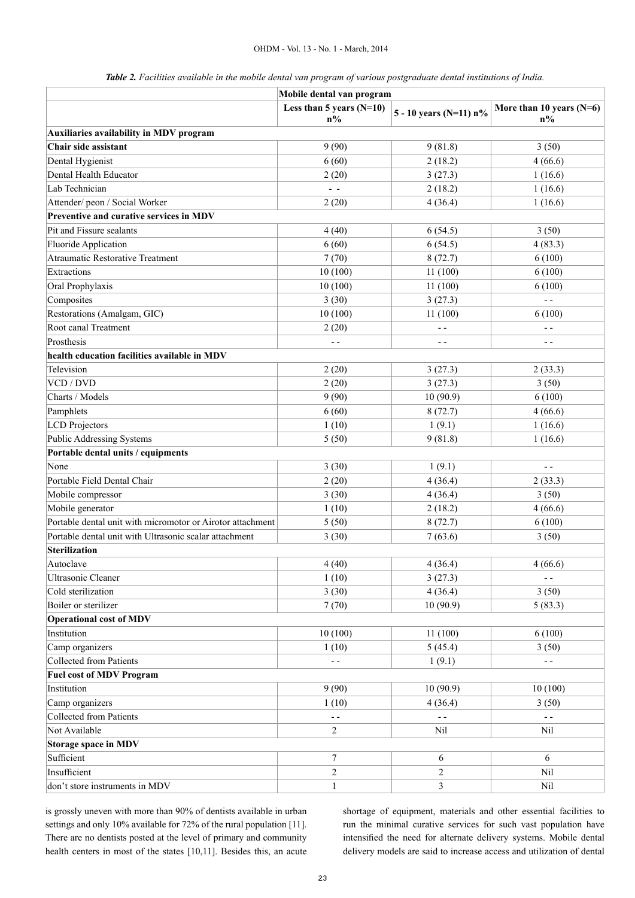*Table 2. Facilities available in the mobile dental van program of various postgraduate dental institutions of India.*

| | Mobile dental van program | | |
|---|---|---|---|
| | Less than 5 years (N=10) n% | 5 - 10 years (N=11) n% | More than 10 years (N=6) n% |
| **Auxiliaries availability in MDV program** | | | |
| **Chair side assistant** | 9 (90) | 9 (81.8) | 3 (50) |
| Dental Hygienist | 6 (60) | 2 (18.2) | 4 (66.6) |
| Dental Health Educator | 2 (20) | 3 (27.3) | 1 (16.6) |
| Lab Technician | - - | 2 (18.2) | 1 (16.6) |
| Attender/ peon / Social Worker | 2 (20) | 4 (36.4) | 1 (16.6) |
| **Preventive and curative services in MDV** | | | |
| Pit and Fissure sealants | 4 (40) | 6 (54.5) | 3 (50) |
| Fluoride Application | 6 (60) | 6 (54.5) | 4 (83.3) |
| Atraumatic Restorative Treatment | 7 (70) | 8 (72.7) | 6 (100) |
| Extractions | 10 (100) | 11 (100) | 6 (100) |
| Oral Prophylaxis | 10 (100) | 11 (100) | 6 (100) |
| Composites | 3 (30) | 3 (27.3) | - - |
| Restorations (Amalgam, GIC) | 10 (100) | 11 (100) | 6 (100) |
| Root canal Treatment | 2 (20) | - - | - - |
| Prosthesis | - - | - - | - - |
| **health education facilities available in MDV** | | | |
| Television | 2 (20) | 3 (27.3) | 2 (33.3) |
| VCD / DVD | 2 (20) | 3 (27.3) | 3 (50) |
| Charts / Models | 9 (90) | 10 (90.9) | 6 (100) |
| Pamphlets | 6 (60) | 8 (72.7) | 4 (66.6) |
| LCD Projectors | 1 (10) | 1 (9.1) | 1 (16.6) |
| Public Addressing Systems | 5 (50) | 9 (81.8) | 1 (16.6) |
| **Portable dental units / equipments** | | | |
| None | 3 (30) | 1 (9.1) | - - |
| Portable Field Dental Chair | 2 (20) | 4 (36.4) | 2 (33.3) |
| Mobile compressor | 3 (30) | 4 (36.4) | 3 (50) |
| Mobile generator | 1 (10) | 2 (18.2) | 4 (66.6) |
| Portable dental unit with micromotor or Airotor attachment | 5 (50) | 8 (72.7) | 6 (100) |
| Portable dental unit with Ultrasonic scalar attachment | 3 (30) | 7 (63.6) | 3 (50) |
| **Sterilization** | | | |
| Autoclave | 4 (40) | 4 (36.4) | 4 (66.6) |
| Ultrasonic Cleaner | 1 (10) | 3 (27.3) | - - |
| Cold sterilization | 3 (30) | 4 (36.4) | 3 (50) |
| Boiler or sterilizer | 7 (70) | 10 (90.9) | 5 (83.3) |
| **Operational cost of MDV** | | | |
| Institution | 10 (100) | 11 (100) | 6 (100) |
| Camp organizers | 1 (10) | 5 (45.4) | 3 (50) |
| Collected from Patients | - - | 1 (9.1) | - - |
| **Fuel cost of MDV Program** | | | |
| Institution | 9 (90) | 10 (90.9) | 10 (100) |
| Camp organizers | 1 (10) | 4 (36.4) | 3 (50) |
| Collected from Patients | - - | - - | - - |
| Not Available | 2 | Nil | Nil |
| **Storage space in MDV** | | | |
| Sufficient | 7 | 6 | 6 |
| Insufficient | 2 | 2 | Nil |
| don't store instruments in MDV | 1 | 3 | Nil |

is grossly uneven with more than 90% of dentists available in urban settings and only 10% available for 72% of the rural population [11]. There are no dentists posted at the level of primary and community health centers in most of the states [10,11]. Besides this, an acute shortage of equipment, materials and other essential facilities to run the minimal curative services for such vast population have intensified the need for alternate delivery systems. Mobile dental delivery models are said to increase access and utilization of dental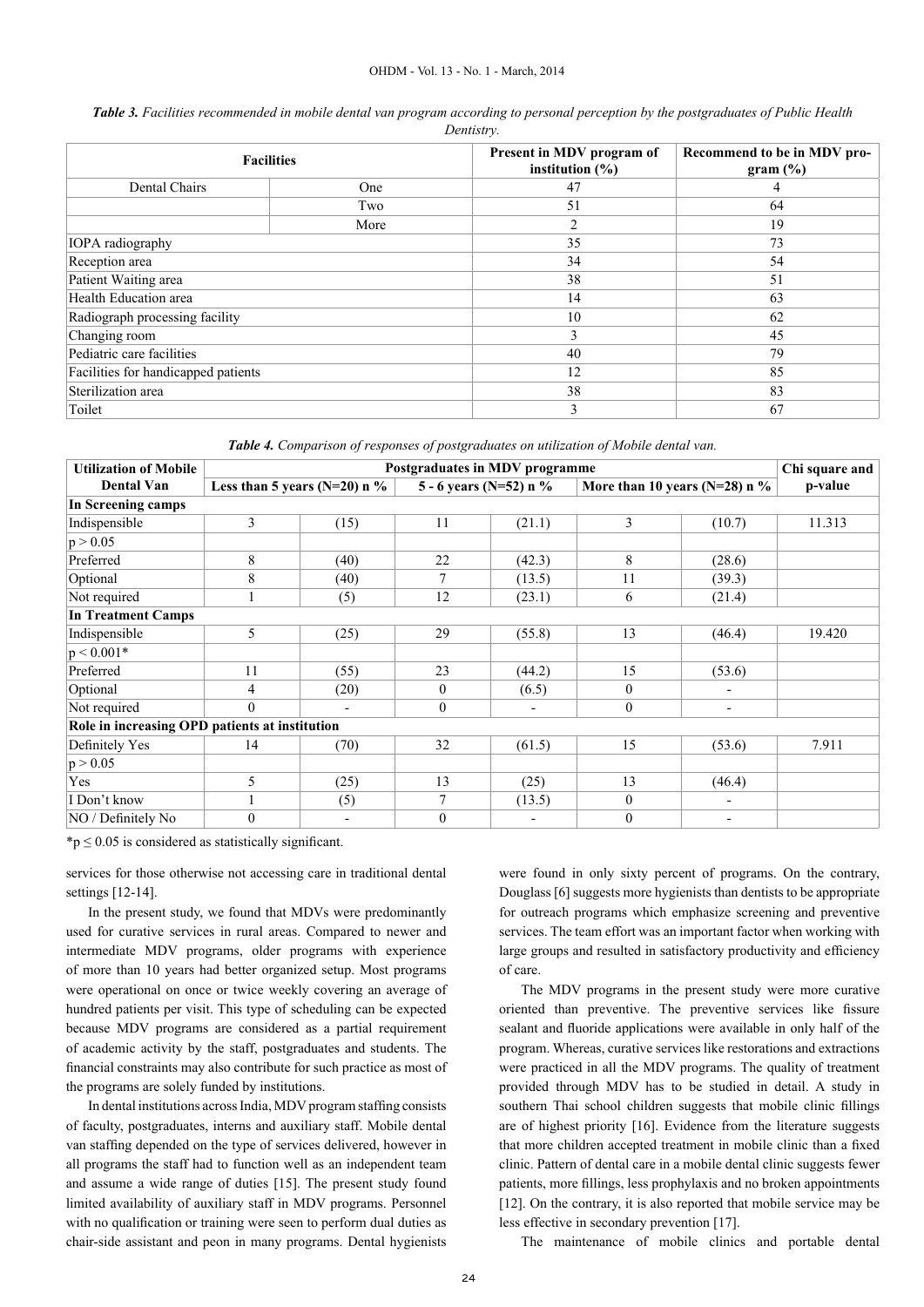***Table 3.*** *Facilities recommended in mobile dental van program according to personal perception by the postgraduates of Public Health Dentistry.*

| Facilities | | Present in MDV program of institution (%) | Recommend to be in MDV program (%) |
|---|---|---|---|
| Dental Chairs | One | 47 | 4 |
| | Two | 51 | 64 |
| | More | 2 | 19 |
| IOPA radiography | | 35 | 73 |
| Reception area | | 34 | 54 |
| Patient Waiting area | | 38 | 51 |
| Health Education area | | 14 | 63 |
| Radiograph processing facility | | 10 | 62 |
| Changing room | | 3 | 45 |
| Pediatric care facilities | | 40 | 79 |
| Facilities for handicapped patients | | 12 | 85 |
| Sterilization area | | 38 | 83 |
| Toilet | | 3 | 67 |

***Table 4.*** *Comparison of responses of postgraduates on utilization of Mobile dental van.*

| Utilization of Mobile Dental Van | Postgraduates in MDV programme | | | | | | Chi square and p-value |
|---|---|---|---|---|---|---|---|
| | Less than 5 years (N=20) n % | | 5 - 6 years (N=52) n % | | More than 10 years (N=28) n % | | |
| **In Screening camps** | | | | | | | |
| Indispensible | 3 | (15) | 11 | (21.1) | 3 | (10.7) | 11.313 |
| $p > 0.05$ | | | | | | | |
| Preferred | 8 | (40) | 22 | (42.3) | 8 | (28.6) | |
| Optional | 8 | (40) | 7 | (13.5) | 11 | (39.3) | |
| Not required | 1 | (5) | 12 | (23.1) | 6 | (21.4) | |
| **In Treatment Camps** | | | | | | | |
| Indispensible | 5 | (25) | 29 | (55.8) | 13 | (46.4) | 19.420 |
| $p < 0.001$* | | | | | | | |
| Preferred | 11 | (55) | 23 | (44.2) | 15 | (53.6) | |
| Optional | 4 | (20) | 0 | (6.5) | 0 | - | |
| Not required | 0 | - | 0 | - | 0 | - | |
| **Role in increasing OPD patients at institution** | | | | | | | |
| Definitely Yes | 14 | (70) | 32 | (61.5) | 15 | (53.6) | 7.911 |
| $p > 0.05$ | | | | | | | |
| Yes | 5 | (25) | 13 | (25) | 13 | (46.4) | |
| I Don't know | 1 | (5) | 7 | (13.5) | 0 | - | |
| NO / Definitely No | 0 | - | 0 | - | 0 | - | |

*$p \leq 0.05$ is considered as statistically significant.

services for those otherwise not accessing care in traditional dental settings [12-14].

In the present study, we found that MDVs were predominantly used for curative services in rural areas. Compared to newer and intermediate MDV programs, older programs with experience of more than 10 years had better organized setup. Most programs were operational on once or twice weekly covering an average of hundred patients per visit. This type of scheduling can be expected because MDV programs are considered as a partial requirement of academic activity by the staff, postgraduates and students. The financial constraints may also contribute for such practice as most of the programs are solely funded by institutions.

In dental institutions across India, MDV program staffing consists of faculty, postgraduates, interns and auxiliary staff. Mobile dental van staffing depended on the type of services delivered, however in all programs the staff had to function well as an independent team and assume a wide range of duties [15]. The present study found limited availability of auxiliary staff in MDV programs. Personnel with no qualification or training were seen to perform dual duties as chair-side assistant and peon in many programs. Dental hygienists were found in only sixty percent of programs. On the contrary, Douglass [6] suggests more hygienists than dentists to be appropriate for outreach programs which emphasize screening and preventive services. The team effort was an important factor when working with large groups and resulted in satisfactory productivity and efficiency of care.

The MDV programs in the present study were more curative oriented than preventive. The preventive services like fissure sealant and fluoride applications were available in only half of the program. Whereas, curative services like restorations and extractions were practiced in all the MDV programs. The quality of treatment provided through MDV has to be studied in detail. A study in southern Thai school children suggests that mobile clinic fillings are of highest priority [16]. Evidence from the literature suggests that more children accepted treatment in mobile clinic than a fixed clinic. Pattern of dental care in a mobile dental clinic suggests fewer patients, more fillings, less prophylaxis and no broken appointments [12]. On the contrary, it is also reported that mobile service may be less effective in secondary prevention [17].

The maintenance of mobile clinics and portable dental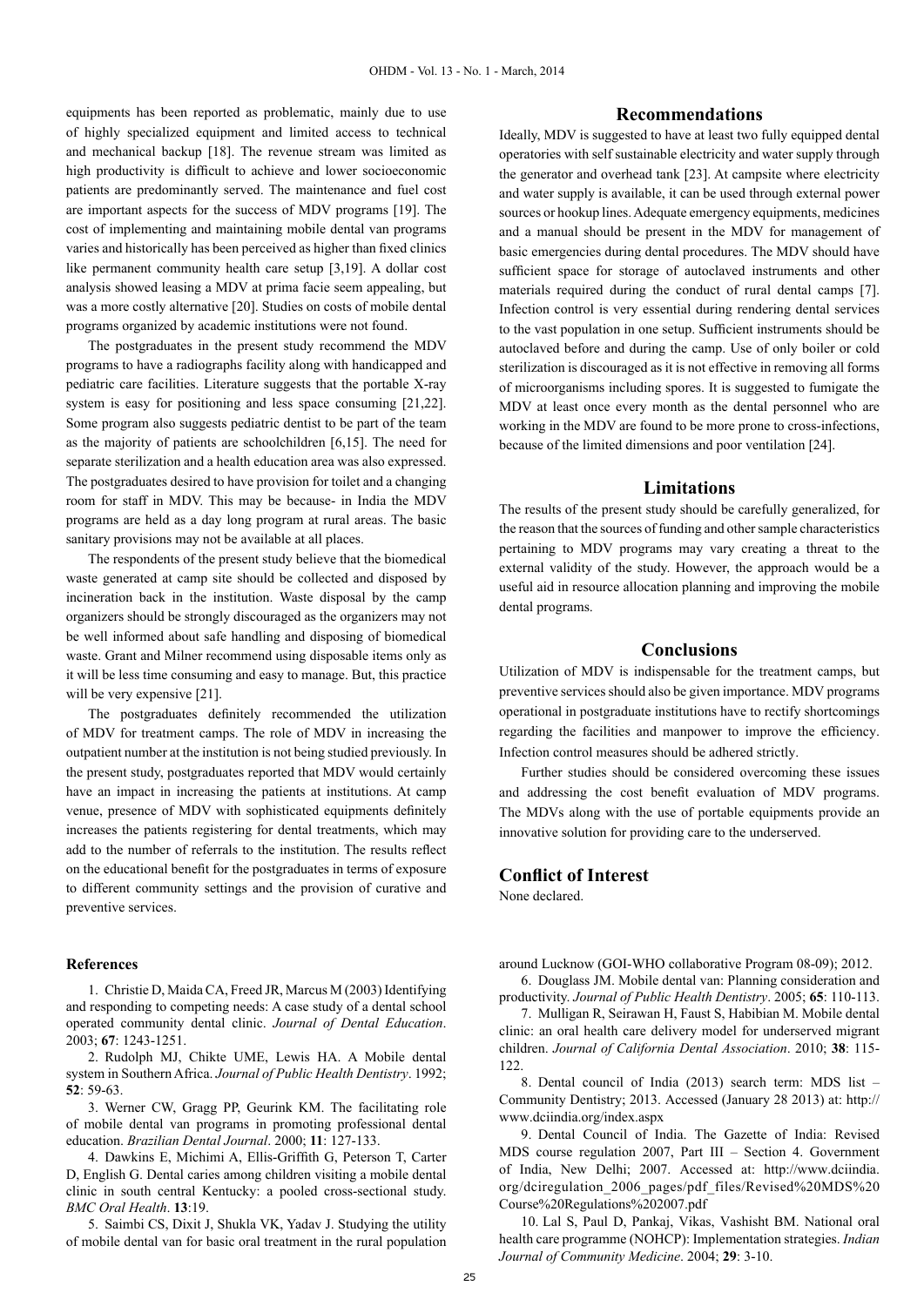equipments has been reported as problematic, mainly due to use of highly specialized equipment and limited access to technical and mechanical backup [18]. The revenue stream was limited as high productivity is difficult to achieve and lower socioeconomic patients are predominantly served. The maintenance and fuel cost are important aspects for the success of MDV programs [19]. The cost of implementing and maintaining mobile dental van programs varies and historically has been perceived as higher than fixed clinics like permanent community health care setup [3,19]. A dollar cost analysis showed leasing a MDV at prima facie seem appealing, but was a more costly alternative [20]. Studies on costs of mobile dental programs organized by academic institutions were not found.

The postgraduates in the present study recommend the MDV programs to have a radiographs facility along with handicapped and pediatric care facilities. Literature suggests that the portable X-ray system is easy for positioning and less space consuming [21,22]. Some program also suggests pediatric dentist to be part of the team as the majority of patients are schoolchildren [6,15]. The need for separate sterilization and a health education area was also expressed. The postgraduates desired to have provision for toilet and a changing room for staff in MDV. This may be because- in India the MDV programs are held as a day long program at rural areas. The basic sanitary provisions may not be available at all places.

The respondents of the present study believe that the biomedical waste generated at camp site should be collected and disposed by incineration back in the institution. Waste disposal by the camp organizers should be strongly discouraged as the organizers may not be well informed about safe handling and disposing of biomedical waste. Grant and Milner recommend using disposable items only as it will be less time consuming and easy to manage. But, this practice will be very expensive [21].

The postgraduates definitely recommended the utilization of MDV for treatment camps. The role of MDV in increasing the outpatient number at the institution is not being studied previously. In the present study, postgraduates reported that MDV would certainly have an impact in increasing the patients at institutions. At camp venue, presence of MDV with sophisticated equipments definitely increases the patients registering for dental treatments, which may add to the number of referrals to the institution. The results reflect on the educational benefit for the postgraduates in terms of exposure to different community settings and the provision of curative and preventive services.

## Recommendations

Ideally, MDV is suggested to have at least two fully equipped dental operatories with self sustainable electricity and water supply through the generator and overhead tank [23]. At campsite where electricity and water supply is available, it can be used through external power sources or hookup lines. Adequate emergency equipments, medicines and a manual should be present in the MDV for management of basic emergencies during dental procedures. The MDV should have sufficient space for storage of autoclaved instruments and other materials required during the conduct of rural dental camps [7]. Infection control is very essential during rendering dental services to the vast population in one setup. Sufficient instruments should be autoclaved before and during the camp. Use of only boiler or cold sterilization is discouraged as it is not effective in removing all forms of microorganisms including spores. It is suggested to fumigate the MDV at least once every month as the dental personnel who are working in the MDV are found to be more prone to cross-infections, because of the limited dimensions and poor ventilation [24].

## Limitations

The results of the present study should be carefully generalized, for the reason that the sources of funding and other sample characteristics pertaining to MDV programs may vary creating a threat to the external validity of the study. However, the approach would be a useful aid in resource allocation planning and improving the mobile dental programs.

## Conclusions

Utilization of MDV is indispensable for the treatment camps, but preventive services should also be given importance. MDV programs operational in postgraduate institutions have to rectify shortcomings regarding the facilities and manpower to improve the efficiency. Infection control measures should be adhered strictly.

Further studies should be considered overcoming these issues and addressing the cost benefit evaluation of MDV programs. The MDVs along with the use of portable equipments provide an innovative solution for providing care to the underserved.

## Conflict of Interest

None declared.

### References

1. Christie D, Maida CA, Freed JR, Marcus M (2003) Identifying and responding to competing needs: A case study of a dental school operated community dental clinic. *Journal of Dental Education*. 2003; **67**: 1243-1251.

2. Rudolph MJ, Chikte UME, Lewis HA. A Mobile dental system in Southern Africa. *Journal of Public Health Dentistry*. 1992; **52**: 59-63.

3. Werner CW, Gragg PP, Geurink KM. The facilitating role of mobile dental van programs in promoting professional dental education. *Brazilian Dental Journal*. 2000; **11**: 127-133.

4. Dawkins E, Michimi A, Ellis-Griffith G, Peterson T, Carter D, English G. Dental caries among children visiting a mobile dental clinic in south central Kentucky: a pooled cross-sectional study. *BMC Oral Health*. **13**:19.

5. Saimbi CS, Dixit J, Shukla VK, Yadav J. Studying the utility of mobile dental van for basic oral treatment in the rural population around Lucknow (GOI-WHO collaborative Program 08-09); 2012.

6. Douglass JM. Mobile dental van: Planning consideration and productivity. *Journal of Public Health Dentistry*. 2005; **65**: 110-113.

7. Mulligan R, Seirawan H, Faust S, Habibian M. Mobile dental clinic: an oral health care delivery model for underserved migrant children. *Journal of California Dental Association*. 2010; **38**: 115-122.

8. Dental council of India (2013) search term: MDS list – Community Dentistry; 2013. Accessed (January 28 2013) at: http://www.dciindia.org/index.aspx

9. Dental Council of India. The Gazette of India: Revised MDS course regulation 2007, Part III – Section 4. Government of India, New Delhi; 2007. Accessed at: http://www.dciindia.org/dciregulation_2006_pages/pdf_files/Revised%20MDS%20Course%20Regulations%202007.pdf

10. Lal S, Paul D, Pankaj, Vikas, Vashisht BM. National oral health care programme (NOHCP): Implementation strategies. *Indian Journal of Community Medicine*. 2004; **29**: 3-10.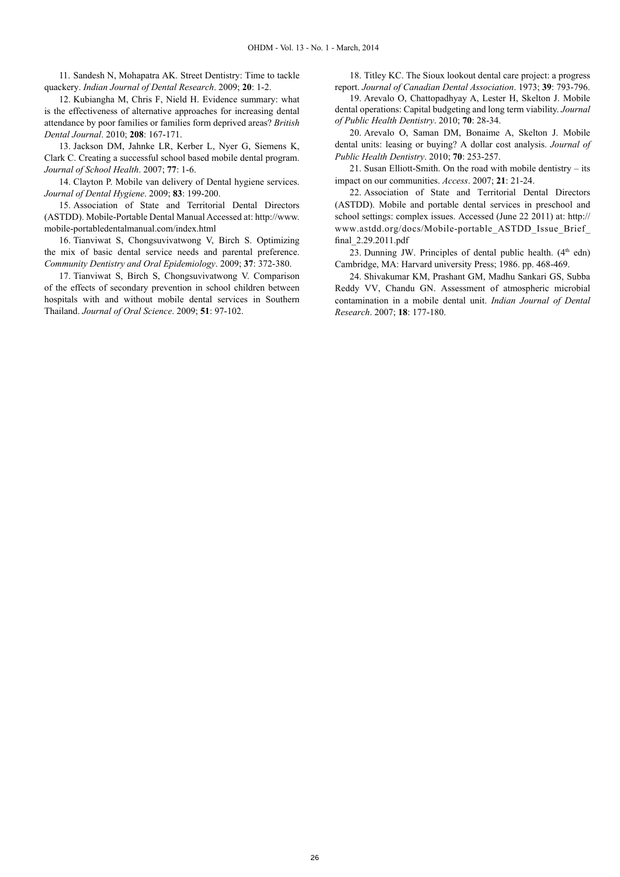11. Sandesh N, Mohapatra AK. Street Dentistry: Time to tackle quackery. *Indian Journal of Dental Research*. 2009; **20**: 1-2.

12. Kubiangha M, Chris F, Nield H. Evidence summary: what is the effectiveness of alternative approaches for increasing dental attendance by poor families or families form deprived areas? *British Dental Journal*. 2010; **208**: 167-171.

13. Jackson DM, Jahnke LR, Kerber L, Nyer G, Siemens K, Clark C. Creating a successful school based mobile dental program. *Journal of School Health*. 2007; **77**: 1-6.

14. Clayton P. Mobile van delivery of Dental hygiene services. *Journal of Dental Hygiene*. 2009; **83**: 199-200.

15. Association of State and Territorial Dental Directors (ASTDD). Mobile-Portable Dental Manual Accessed at: http://www.mobile-portabledentalmanual.com/index.html

16. Tianviwat S, Chongsuvivatwong V, Birch S. Optimizing the mix of basic dental service needs and parental preference. *Community Dentistry and Oral Epidemiology*. 2009; **37**: 372-380.

17. Tianviwat S, Birch S, Chongsuvivatwong V. Comparison of the effects of secondary prevention in school children between hospitals with and without mobile dental services in Southern Thailand. *Journal of Oral Science*. 2009; **51**: 97-102.

18. Titley KC. The Sioux lookout dental care project: a progress report. *Journal of Canadian Dental Association*. 1973; **39**: 793-796.

19. Arevalo O, Chattopadhyay A, Lester H, Skelton J. Mobile dental operations: Capital budgeting and long term viability. *Journal of Public Health Dentistry*. 2010; **70**: 28-34.

20. Arevalo O, Saman DM, Bonaime A, Skelton J. Mobile dental units: leasing or buying? A dollar cost analysis. *Journal of Public Health Dentistry*. 2010; **70**: 253-257.

21. Susan Elliott-Smith. On the road with mobile dentistry – its impact on our communities. *Access*. 2007; **21**: 21-24.

22. Association of State and Territorial Dental Directors (ASTDD). Mobile and portable dental services in preschool and school settings: complex issues. Accessed (June 22 2011) at: http://www.astdd.org/docs/Mobile-portable_ASTDD_Issue_Brief_final_2.29.2011.pdf

23. Dunning JW. Principles of dental public health. (4th edn) Cambridge, MA: Harvard university Press; 1986. pp. 468-469.

24. Shivakumar KM, Prashant GM, Madhu Sankari GS, Subba Reddy VV, Chandu GN. Assessment of atmospheric microbial contamination in a mobile dental unit. *Indian Journal of Dental Research*. 2007; **18**: 177-180.